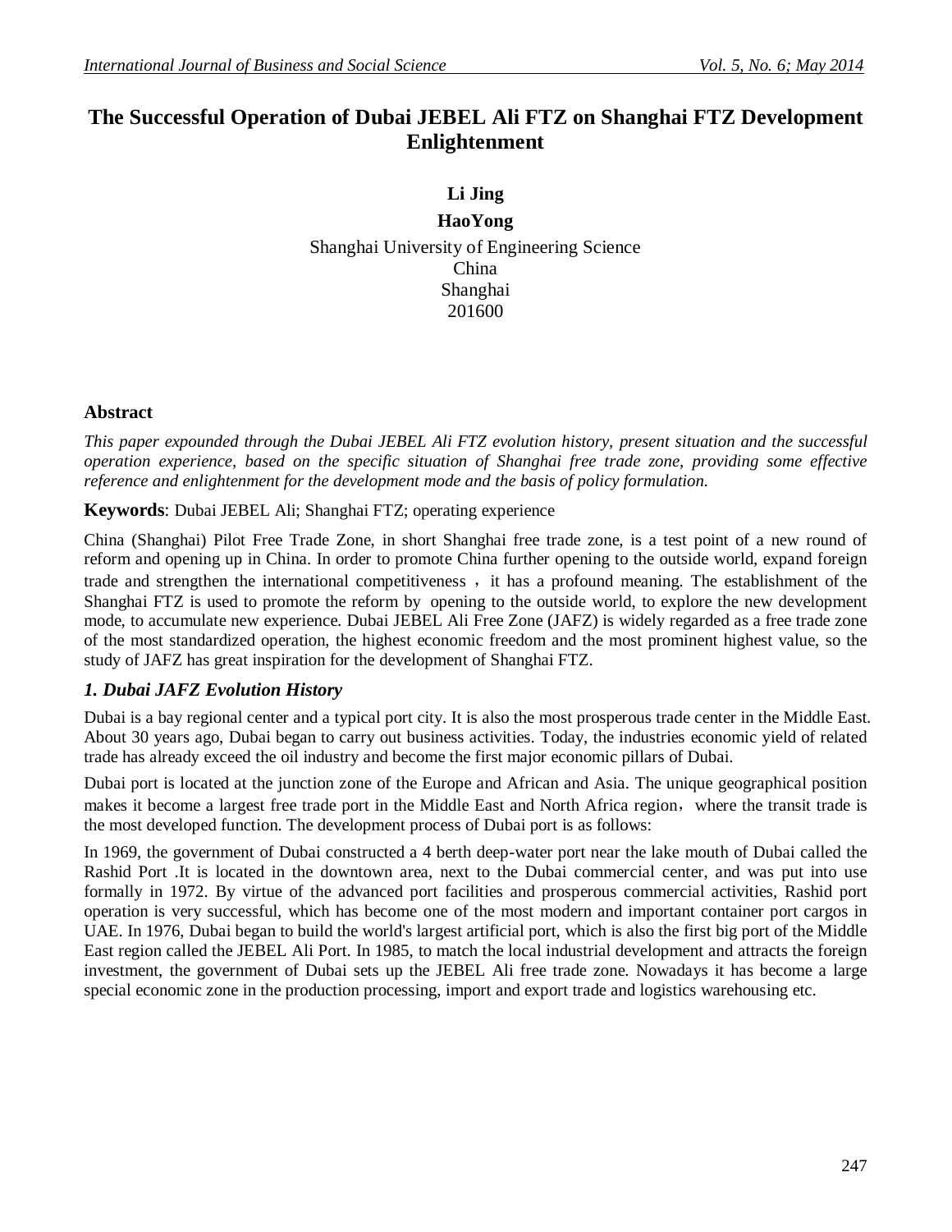# The Successful Operation of Dubai JEBEL Ali FTZ on Shanghai FTZ Development Enlightenment

**Li Jing**

**HaoYong**

Shanghai University of Engineering Science
China
Shanghai
201600

## Abstract

*This paper expounded through the Dubai JEBEL Ali FTZ evolution history, present situation and the successful operation experience, based on the specific situation of Shanghai free trade zone, providing some effective reference and enlightenment for the development mode and the basis of policy formulation.*

**Keywords**: Dubai JEBEL Ali; Shanghai FTZ; operating experience

China (Shanghai) Pilot Free Trade Zone, in short Shanghai free trade zone, is a test point of a new round of reform and opening up in China. In order to promote China further opening to the outside world, expand foreign trade and strengthen the international competitiveness ，it has a profound meaning. The establishment of the Shanghai FTZ is used to promote the reform by opening to the outside world, to explore the new development mode, to accumulate new experience. Dubai JEBEL Ali Free Zone (JAFZ) is widely regarded as a free trade zone of the most standardized operation, the highest economic freedom and the most prominent highest value, so the study of JAFZ has great inspiration for the development of Shanghai FTZ.

## *1. Dubai JAFZ Evolution History*

Dubai is a bay regional center and a typical port city. It is also the most prosperous trade center in the Middle East. About 30 years ago, Dubai began to carry out business activities. Today, the industries economic yield of related trade has already exceed the oil industry and become the first major economic pillars of Dubai.

Dubai port is located at the junction zone of the Europe and African and Asia. The unique geographical position makes it become a largest free trade port in the Middle East and North Africa region， where the transit trade is the most developed function. The development process of Dubai port is as follows:

In 1969, the government of Dubai constructed a 4 berth deep-water port near the lake mouth of Dubai called the Rashid Port .It is located in the downtown area, next to the Dubai commercial center, and was put into use formally in 1972. By virtue of the advanced port facilities and prosperous commercial activities, Rashid port operation is very successful, which has become one of the most modern and important container port cargos in UAE. In 1976, Dubai began to build the world's largest artificial port, which is also the first big port of the Middle East region called the JEBEL Ali Port. In 1985, to match the local industrial development and attracts the foreign investment, the government of Dubai sets up the JEBEL Ali free trade zone. Nowadays it has become a large special economic zone in the production processing, import and export trade and logistics warehousing etc.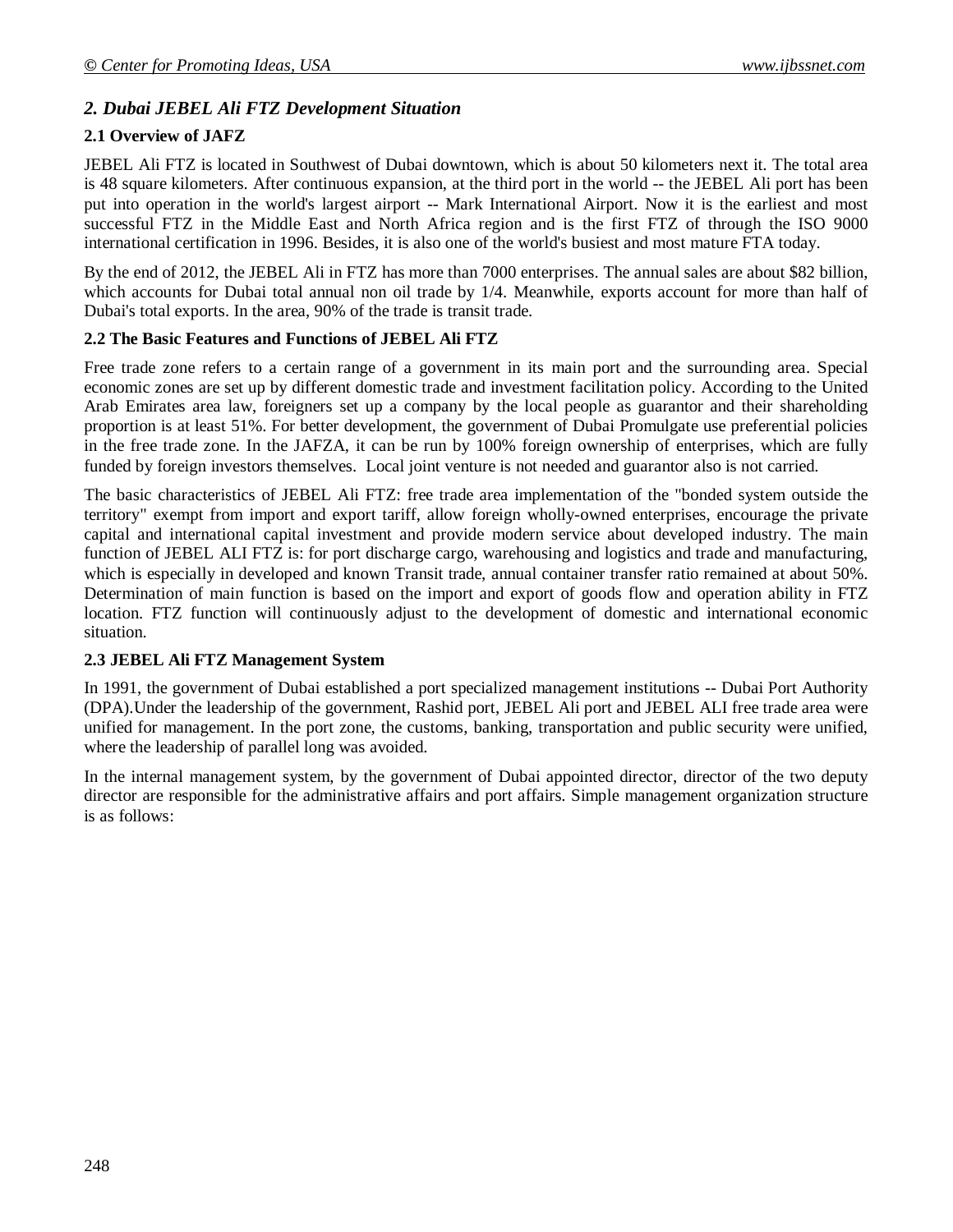## *2. Dubai JEBEL Ali FTZ Development Situation*

### 2.1 Overview of JAFZ

JEBEL Ali FTZ is located in Southwest of Dubai downtown, which is about 50 kilometers next it. The total area is 48 square kilometers. After continuous expansion, at the third port in the world -- the JEBEL Ali port has been put into operation in the world's largest airport -- Mark International Airport. Now it is the earliest and most successful FTZ in the Middle East and North Africa region and is the first FTZ of through the ISO 9000 international certification in 1996. Besides, it is also one of the world's busiest and most mature FTA today.

By the end of 2012, the JEBEL Ali in FTZ has more than 7000 enterprises. The annual sales are about $82 billion, which accounts for Dubai total annual non oil trade by 1/4. Meanwhile, exports account for more than half of Dubai's total exports. In the area, 90% of the trade is transit trade.

### 2.2 The Basic Features and Functions of JEBEL Ali FTZ

Free trade zone refers to a certain range of a government in its main port and the surrounding area. Special economic zones are set up by different domestic trade and investment facilitation policy. According to the United Arab Emirates area law, foreigners set up a company by the local people as guarantor and their shareholding proportion is at least 51%. For better development, the government of Dubai Promulgate use preferential policies in the free trade zone. In the JAFZA, it can be run by 100% foreign ownership of enterprises, which are fully funded by foreign investors themselves. Local joint venture is not needed and guarantor also is not carried.

The basic characteristics of JEBEL Ali FTZ: free trade area implementation of the "bonded system outside the territory" exempt from import and export tariff, allow foreign wholly-owned enterprises, encourage the private capital and international capital investment and provide modern service about developed industry. The main function of JEBEL ALI FTZ is: for port discharge cargo, warehousing and logistics and trade and manufacturing, which is especially in developed and known Transit trade, annual container transfer ratio remained at about 50%. Determination of main function is based on the import and export of goods flow and operation ability in FTZ location. FTZ function will continuously adjust to the development of domestic and international economic situation.

### 2.3 JEBEL Ali FTZ Management System

In 1991, the government of Dubai established a port specialized management institutions -- Dubai Port Authority (DPA).Under the leadership of the government, Rashid port, JEBEL Ali port and JEBEL ALI free trade area were unified for management. In the port zone, the customs, banking, transportation and public security were unified, where the leadership of parallel long was avoided.

In the internal management system, by the government of Dubai appointed director, director of the two deputy director are responsible for the administrative affairs and port affairs. Simple management organization structure is as follows: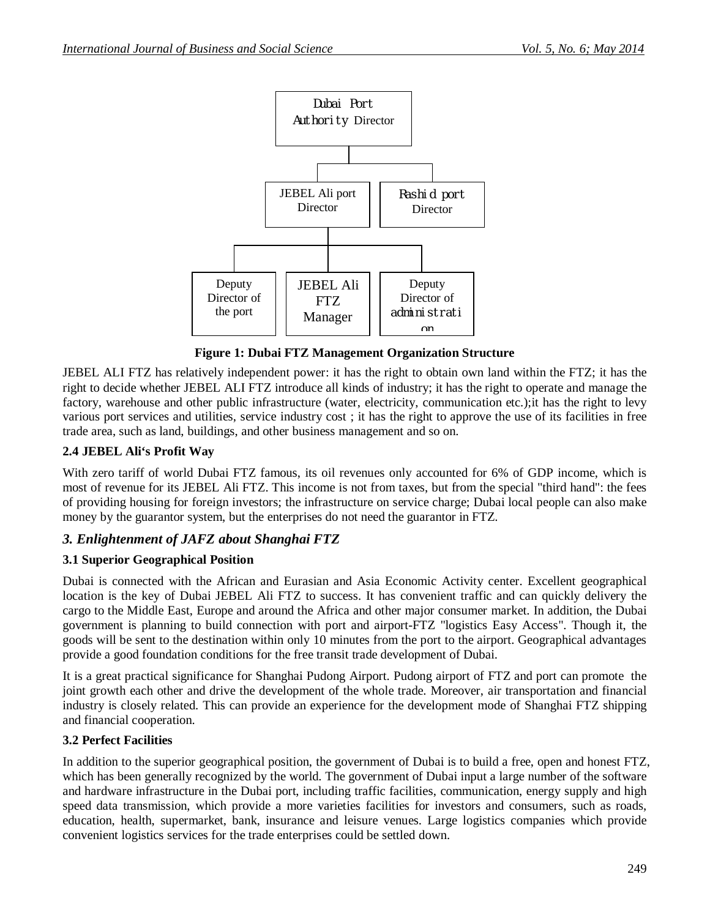Dubai Port Authority Director

- JEBEL Ali port Director
  - Deputy Director of the port
  - JEBEL Ali FTZ Manager
  - Deputy Director of administration
- Rashid port Director

**Figure 1: Dubai FTZ Management Organization Structure**

JEBEL ALI FTZ has relatively independent power: it has the right to obtain own land within the FTZ; it has the right to decide whether JEBEL ALI FTZ introduce all kinds of industry; it has the right to operate and manage the factory, warehouse and other public infrastructure (water, electricity, communication etc.);it has the right to levy various port services and utilities, service industry cost ; it has the right to approve the use of its facilities in free trade area, such as land, buildings, and other business management and so on.

### 2.4 JEBEL Ali's Profit Way

With zero tariff of world Dubai FTZ famous, its oil revenues only accounted for 6% of GDP income, which is most of revenue for its JEBEL Ali FTZ. This income is not from taxes, but from the special "third hand": the fees of providing housing for foreign investors; the infrastructure on service charge; Dubai local people can also make money by the guarantor system, but the enterprises do not need the guarantor in FTZ.

## *3. Enlightenment of JAFZ about Shanghai FTZ*

### 3.1 Superior Geographical Position

Dubai is connected with the African and Eurasian and Asia Economic Activity center. Excellent geographical location is the key of Dubai JEBEL Ali FTZ to success. It has convenient traffic and can quickly delivery the cargo to the Middle East, Europe and around the Africa and other major consumer market. In addition, the Dubai government is planning to build connection with port and airport-FTZ "logistics Easy Access". Though it, the goods will be sent to the destination within only 10 minutes from the port to the airport. Geographical advantages provide a good foundation conditions for the free transit trade development of Dubai.

It is a great practical significance for Shanghai Pudong Airport. Pudong airport of FTZ and port can promote the joint growth each other and drive the development of the whole trade. Moreover, air transportation and financial industry is closely related. This can provide an experience for the development mode of Shanghai FTZ shipping and financial cooperation.

### 3.2 Perfect Facilities

In addition to the superior geographical position, the government of Dubai is to build a free, open and honest FTZ, which has been generally recognized by the world. The government of Dubai input a large number of the software and hardware infrastructure in the Dubai port, including traffic facilities, communication, energy supply and high speed data transmission, which provide a more varieties facilities for investors and consumers, such as roads, education, health, supermarket, bank, insurance and leisure venues. Large logistics companies which provide convenient logistics services for the trade enterprises could be settled down.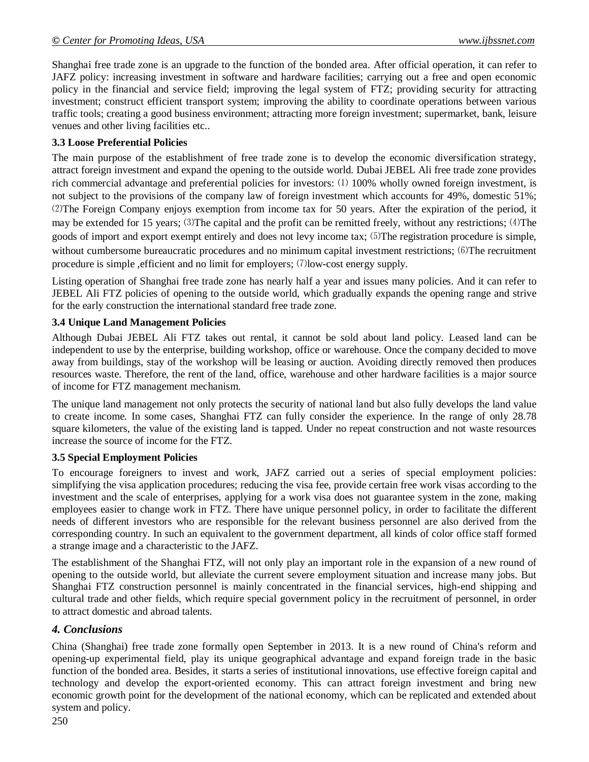Shanghai free trade zone is an upgrade to the function of the bonded area. After official operation, it can refer to JAFZ policy: increasing investment in software and hardware facilities; carrying out a free and open economic policy in the financial and service field; improving the legal system of FTZ; providing security for attracting investment; construct efficient transport system; improving the ability to coordinate operations between various traffic tools; creating a good business environment; attracting more foreign investment; supermarket, bank, leisure venues and other living facilities etc..

### 3.3 Loose Preferential Policies

The main purpose of the establishment of free trade zone is to develop the economic diversification strategy, attract foreign investment and expand the opening to the outside world. Dubai JEBEL Ali free trade zone provides rich commercial advantage and preferential policies for investors: ⑴ 100% wholly owned foreign investment, is not subject to the provisions of the company law of foreign investment which accounts for 49%, domestic 51%; ⑵The Foreign Company enjoys exemption from income tax for 50 years. After the expiration of the period, it may be extended for 15 years; ⑶The capital and the profit can be remitted freely, without any restrictions; ⑷The goods of import and export exempt entirely and does not levy income tax; ⑸The registration procedure is simple, without cumbersome bureaucratic procedures and no minimum capital investment restrictions; ⑹The recruitment procedure is simple ,efficient and no limit for employers; ⑺low-cost energy supply.

Listing operation of Shanghai free trade zone has nearly half a year and issues many policies. And it can refer to JEBEL Ali FTZ policies of opening to the outside world, which gradually expands the opening range and strive for the early construction the international standard free trade zone.

### 3.4 Unique Land Management Policies

Although Dubai JEBEL Ali FTZ takes out rental, it cannot be sold about land policy. Leased land can be independent to use by the enterprise, building workshop, office or warehouse. Once the company decided to move away from buildings, stay of the workshop will be leasing or auction. Avoiding directly removed then produces resources waste. Therefore, the rent of the land, office, warehouse and other hardware facilities is a major source of income for FTZ management mechanism.

The unique land management not only protects the security of national land but also fully develops the land value to create income. In some cases, Shanghai FTZ can fully consider the experience. In the range of only 28.78 square kilometers, the value of the existing land is tapped. Under no repeat construction and not waste resources increase the source of income for the FTZ.

### 3.5 Special Employment Policies

To encourage foreigners to invest and work, JAFZ carried out a series of special employment policies: simplifying the visa application procedures; reducing the visa fee, provide certain free work visas according to the investment and the scale of enterprises, applying for a work visa does not guarantee system in the zone, making employees easier to change work in FTZ. There have unique personnel policy, in order to facilitate the different needs of different investors who are responsible for the relevant business personnel are also derived from the corresponding country. In such an equivalent to the government department, all kinds of color office staff formed a strange image and a characteristic to the JAFZ.

The establishment of the Shanghai FTZ, will not only play an important role in the expansion of a new round of opening to the outside world, but alleviate the current severe employment situation and increase many jobs. But Shanghai FTZ construction personnel is mainly concentrated in the financial services, high-end shipping and cultural trade and other fields, which require special government policy in the recruitment of personnel, in order to attract domestic and abroad talents.

## *4. Conclusions*

China (Shanghai) free trade zone formally open September in 2013. It is a new round of China's reform and opening-up experimental field, play its unique geographical advantage and expand foreign trade in the basic function of the bonded area. Besides, it starts a series of institutional innovations, use effective foreign capital and technology and develop the export-oriented economy. This can attract foreign investment and bring new economic growth point for the development of the national economy, which can be replicated and extended about system and policy.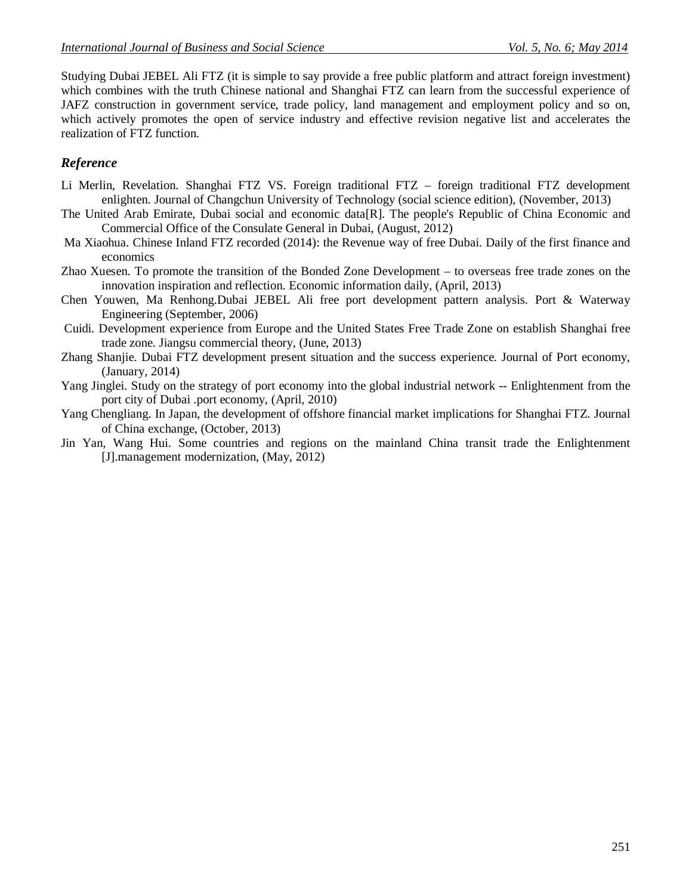Studying Dubai JEBEL Ali FTZ (it is simple to say provide a free public platform and attract foreign investment) which combines with the truth Chinese national and Shanghai FTZ can learn from the successful experience of JAFZ construction in government service, trade policy, land management and employment policy and so on, which actively promotes the open of service industry and effective revision negative list and accelerates the realization of FTZ function.

## *Reference*

Li Merlin, Revelation. Shanghai FTZ VS. Foreign traditional FTZ – foreign traditional FTZ development enlighten. Journal of Changchun University of Technology (social science edition), (November, 2013)

The United Arab Emirate, Dubai social and economic data[R]. The people's Republic of China Economic and Commercial Office of the Consulate General in Dubai, (August, 2012)

Ma Xiaohua. Chinese Inland FTZ recorded (2014): the Revenue way of free Dubai. Daily of the first finance and economics

Zhao Xuesen. To promote the transition of the Bonded Zone Development – to overseas free trade zones on the innovation inspiration and reflection. Economic information daily, (April, 2013)

Chen Youwen, Ma Renhong.Dubai JEBEL Ali free port development pattern analysis. Port & Waterway Engineering (September, 2006)

Cuidi. Development experience from Europe and the United States Free Trade Zone on establish Shanghai free trade zone. Jiangsu commercial theory, (June, 2013)

Zhang Shanjie. Dubai FTZ development present situation and the success experience. Journal of Port economy, (January, 2014)

Yang Jinglei. Study on the strategy of port economy into the global industrial network -- Enlightenment from the port city of Dubai .port economy, (April, 2010)

Yang Chengliang. In Japan, the development of offshore financial market implications for Shanghai FTZ. Journal of China exchange, (October, 2013)

Jin Yan, Wang Hui. Some countries and regions on the mainland China transit trade the Enlightenment [J].management modernization, (May, 2012)